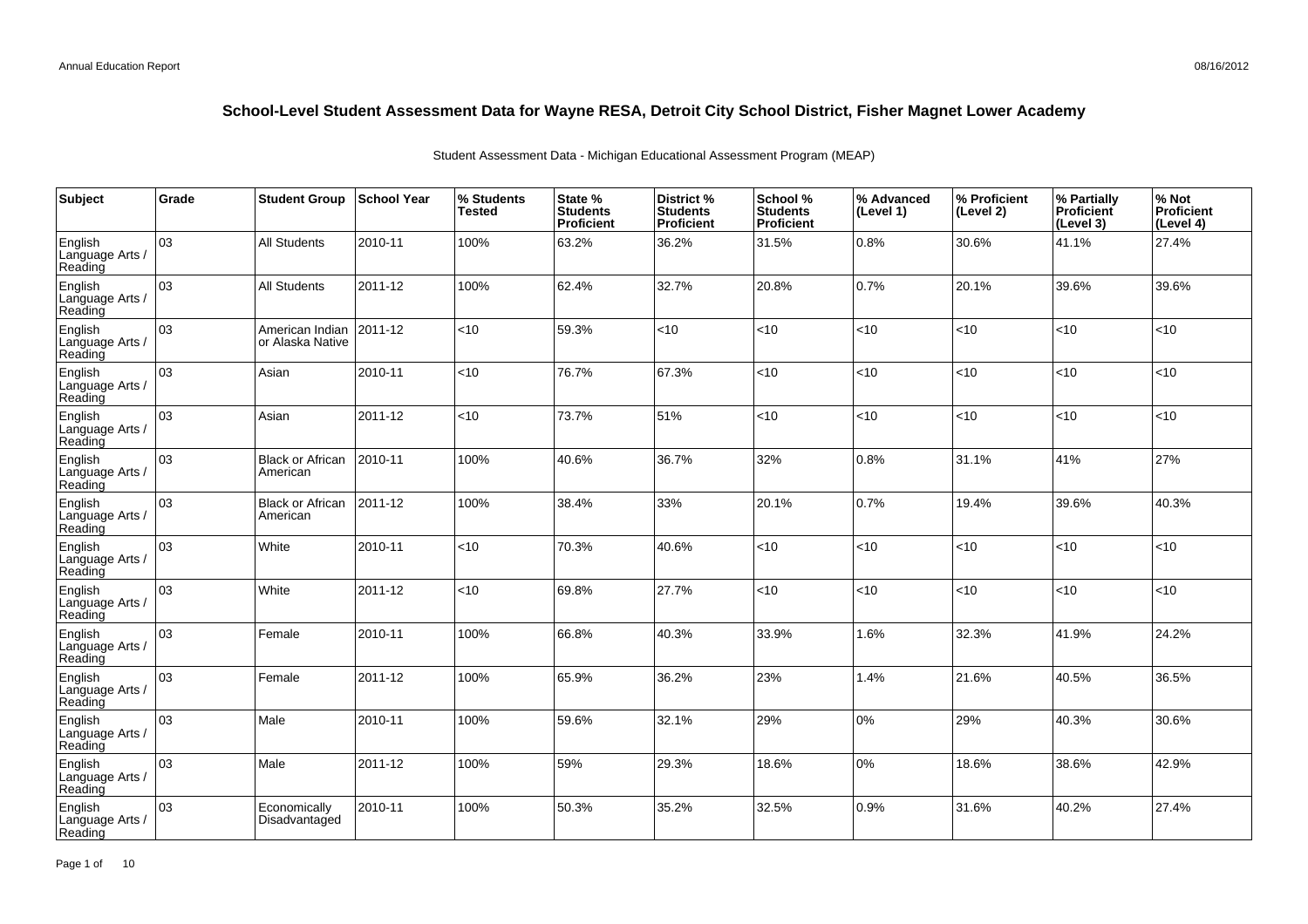# School-Level Student Assessment Data for Wayne RESA, Detroit City School District, Fisher Magnet Lower Academy

Student Assessment Data - Michigan Educational Assessment Program (MEAP)

| Subject | Grade | Student Group | School Year | % Students Tested | State % Students Proficient | District % Students Proficient | School % Students Proficient | % Advanced (Level 1) | % Proficient (Level 2) | % Partially Proficient (Level 3) | % Not Proficient (Level 4) |
|---|---|---|---|---|---|---|---|---|---|---|---|
| English Language Arts / Reading | 03 | All Students | 2010-11 | 100% | 63.2% | 36.2% | 31.5% | 0.8% | 30.6% | 41.1% | 27.4% |
| English Language Arts / Reading | 03 | All Students | 2011-12 | 100% | 62.4% | 32.7% | 20.8% | 0.7% | 20.1% | 39.6% | 39.6% |
| English Language Arts / Reading | 03 | American Indian or Alaska Native | 2011-12 | <10 | 59.3% | <10 | <10 | <10 | <10 | <10 | <10 |
| English Language Arts / Reading | 03 | Asian | 2010-11 | <10 | 76.7% | 67.3% | <10 | <10 | <10 | <10 | <10 |
| English Language Arts / Reading | 03 | Asian | 2011-12 | <10 | 73.7% | 51% | <10 | <10 | <10 | <10 | <10 |
| English Language Arts / Reading | 03 | Black or African American | 2010-11 | 100% | 40.6% | 36.7% | 32% | 0.8% | 31.1% | 41% | 27% |
| English Language Arts / Reading | 03 | Black or African American | 2011-12 | 100% | 38.4% | 33% | 20.1% | 0.7% | 19.4% | 39.6% | 40.3% |
| English Language Arts / Reading | 03 | White | 2010-11 | <10 | 70.3% | 40.6% | <10 | <10 | <10 | <10 | <10 |
| English Language Arts / Reading | 03 | White | 2011-12 | <10 | 69.8% | 27.7% | <10 | <10 | <10 | <10 | <10 |
| English Language Arts / Reading | 03 | Female | 2010-11 | 100% | 66.8% | 40.3% | 33.9% | 1.6% | 32.3% | 41.9% | 24.2% |
| English Language Arts / Reading | 03 | Female | 2011-12 | 100% | 65.9% | 36.2% | 23% | 1.4% | 21.6% | 40.5% | 36.5% |
| English Language Arts / Reading | 03 | Male | 2010-11 | 100% | 59.6% | 32.1% | 29% | 0% | 29% | 40.3% | 30.6% |
| English Language Arts / Reading | 03 | Male | 2011-12 | 100% | 59% | 29.3% | 18.6% | 0% | 18.6% | 38.6% | 42.9% |
| English Language Arts / Reading | 03 | Economically Disadvantaged | 2010-11 | 100% | 50.3% | 35.2% | 32.5% | 0.9% | 31.6% | 40.2% | 27.4% |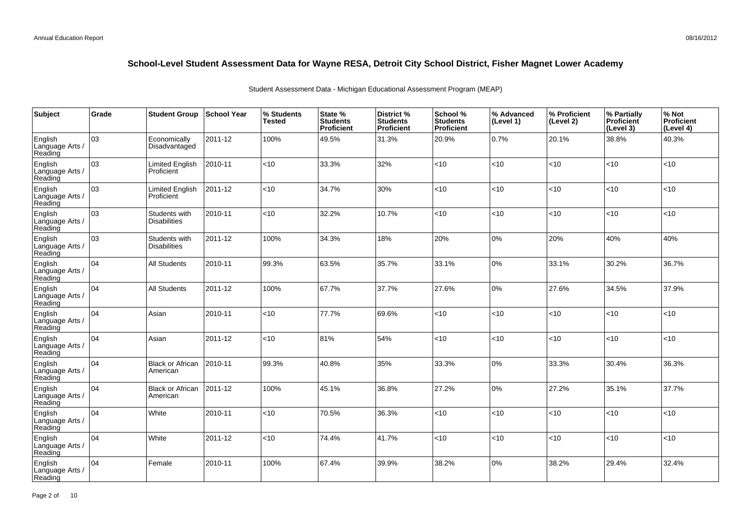## School-Level Student Assessment Data for Wayne RESA, Detroit City School District, Fisher Magnet Lower Academy

Student Assessment Data - Michigan Educational Assessment Program (MEAP)

| Subject | Grade | Student Group | School Year | % Students Tested | State % Students Proficient | District % Students Proficient | School % Students Proficient | % Advanced (Level 1) | % Proficient (Level 2) | % Partially Proficient (Level 3) | % Not Proficient (Level 4) |
|---|---|---|---|---|---|---|---|---|---|---|---|
| English Language Arts / Reading | 03 | Economically Disadvantaged | 2011-12 | 100% | 49.5% | 31.3% | 20.9% | 0.7% | 20.1% | 38.8% | 40.3% |
| English Language Arts / Reading | 03 | Limited English Proficient | 2010-11 | <10 | 33.3% | 32% | <10 | <10 | <10 | <10 | <10 |
| English Language Arts / Reading | 03 | Limited English Proficient | 2011-12 | <10 | 34.7% | 30% | <10 | <10 | <10 | <10 | <10 |
| English Language Arts / Reading | 03 | Students with Disabilities | 2010-11 | <10 | 32.2% | 10.7% | <10 | <10 | <10 | <10 | <10 |
| English Language Arts / Reading | 03 | Students with Disabilities | 2011-12 | 100% | 34.3% | 18% | 20% | 0% | 20% | 40% | 40% |
| English Language Arts / Reading | 04 | All Students | 2010-11 | 99.3% | 63.5% | 35.7% | 33.1% | 0% | 33.1% | 30.2% | 36.7% |
| English Language Arts / Reading | 04 | All Students | 2011-12 | 100% | 67.7% | 37.7% | 27.6% | 0% | 27.6% | 34.5% | 37.9% |
| English Language Arts / Reading | 04 | Asian | 2010-11 | <10 | 77.7% | 69.6% | <10 | <10 | <10 | <10 | <10 |
| English Language Arts / Reading | 04 | Asian | 2011-12 | <10 | 81% | 54% | <10 | <10 | <10 | <10 | <10 |
| English Language Arts / Reading | 04 | Black or African American | 2010-11 | 99.3% | 40.8% | 35% | 33.3% | 0% | 33.3% | 30.4% | 36.3% |
| English Language Arts / Reading | 04 | Black or African American | 2011-12 | 100% | 45.1% | 36.8% | 27.2% | 0% | 27.2% | 35.1% | 37.7% |
| English Language Arts / Reading | 04 | White | 2010-11 | <10 | 70.5% | 36.3% | <10 | <10 | <10 | <10 | <10 |
| English Language Arts / Reading | 04 | White | 2011-12 | <10 | 74.4% | 41.7% | <10 | <10 | <10 | <10 | <10 |
| English Language Arts / Reading | 04 | Female | 2010-11 | 100% | 67.4% | 39.9% | 38.2% | 0% | 38.2% | 29.4% | 32.4% |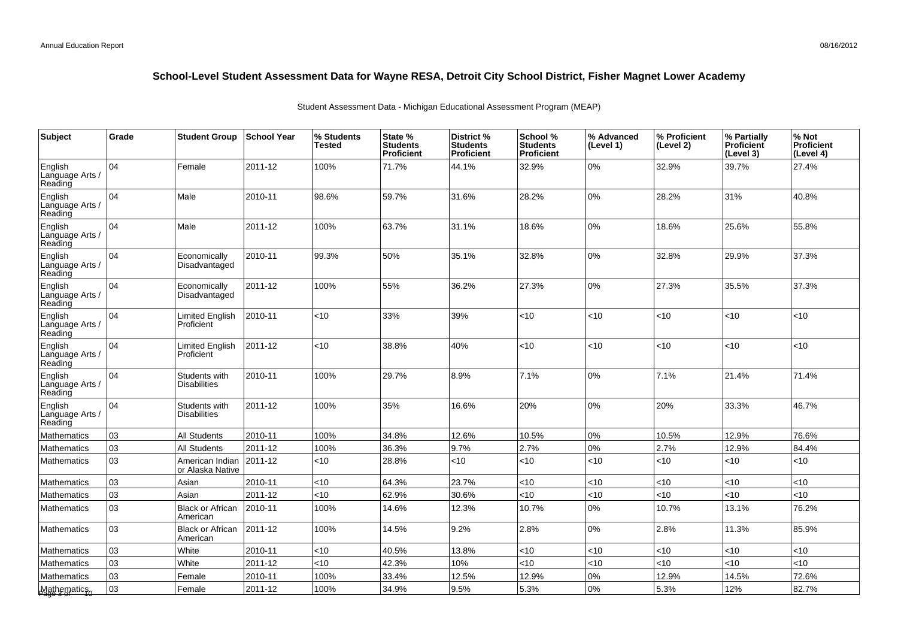## School-Level Student Assessment Data for Wayne RESA, Detroit City School District, Fisher Magnet Lower Academy

Student Assessment Data - Michigan Educational Assessment Program (MEAP)

| Subject | Grade | Student Group | School Year | % Students Tested | State % Students Proficient | District % Students Proficient | School % Students Proficient | % Advanced (Level 1) | % Proficient (Level 2) | % Partially Proficient (Level 3) | % Not Proficient (Level 4) |
|---|---|---|---|---|---|---|---|---|---|---|---|
| English Language Arts / Reading | 04 | Female | 2011-12 | 100% | 71.7% | 44.1% | 32.9% | 0% | 32.9% | 39.7% | 27.4% |
| English Language Arts / Reading | 04 | Male | 2010-11 | 98.6% | 59.7% | 31.6% | 28.2% | 0% | 28.2% | 31% | 40.8% |
| English Language Arts / Reading | 04 | Male | 2011-12 | 100% | 63.7% | 31.1% | 18.6% | 0% | 18.6% | 25.6% | 55.8% |
| English Language Arts / Reading | 04 | Economically Disadvantaged | 2010-11 | 99.3% | 50% | 35.1% | 32.8% | 0% | 32.8% | 29.9% | 37.3% |
| English Language Arts / Reading | 04 | Economically Disadvantaged | 2011-12 | 100% | 55% | 36.2% | 27.3% | 0% | 27.3% | 35.5% | 37.3% |
| English Language Arts / Reading | 04 | Limited English Proficient | 2010-11 | <10 | 33% | 39% | <10 | <10 | <10 | <10 | <10 |
| English Language Arts / Reading | 04 | Limited English Proficient | 2011-12 | <10 | 38.8% | 40% | <10 | <10 | <10 | <10 | <10 |
| English Language Arts / Reading | 04 | Students with Disabilities | 2010-11 | 100% | 29.7% | 8.9% | 7.1% | 0% | 7.1% | 21.4% | 71.4% |
| English Language Arts / Reading | 04 | Students with Disabilities | 2011-12 | 100% | 35% | 16.6% | 20% | 0% | 20% | 33.3% | 46.7% |
| Mathematics | 03 | All Students | 2010-11 | 100% | 34.8% | 12.6% | 10.5% | 0% | 10.5% | 12.9% | 76.6% |
| Mathematics | 03 | All Students | 2011-12 | 100% | 36.3% | 9.7% | 2.7% | 0% | 2.7% | 12.9% | 84.4% |
| Mathematics | 03 | American Indian or Alaska Native | 2011-12 | <10 | 28.8% | <10 | <10 | <10 | <10 | <10 | <10 |
| Mathematics | 03 | Asian | 2010-11 | <10 | 64.3% | 23.7% | <10 | <10 | <10 | <10 | <10 |
| Mathematics | 03 | Asian | 2011-12 | <10 | 62.9% | 30.6% | <10 | <10 | <10 | <10 | <10 |
| Mathematics | 03 | Black or African American | 2010-11 | 100% | 14.6% | 12.3% | 10.7% | 0% | 10.7% | 13.1% | 76.2% |
| Mathematics | 03 | Black or African American | 2011-12 | 100% | 14.5% | 9.2% | 2.8% | 0% | 2.8% | 11.3% | 85.9% |
| Mathematics | 03 | White | 2010-11 | <10 | 40.5% | 13.8% | <10 | <10 | <10 | <10 | <10 |
| Mathematics | 03 | White | 2011-12 | <10 | 42.3% | 10% | <10 | <10 | <10 | <10 | <10 |
| Mathematics | 03 | Female | 2010-11 | 100% | 33.4% | 12.5% | 12.9% | 0% | 12.9% | 14.5% | 72.6% |
| Mathematics | 03 | Female | 2011-12 | 100% | 34.9% | 9.5% | 5.3% | 0% | 5.3% | 12% | 82.7% |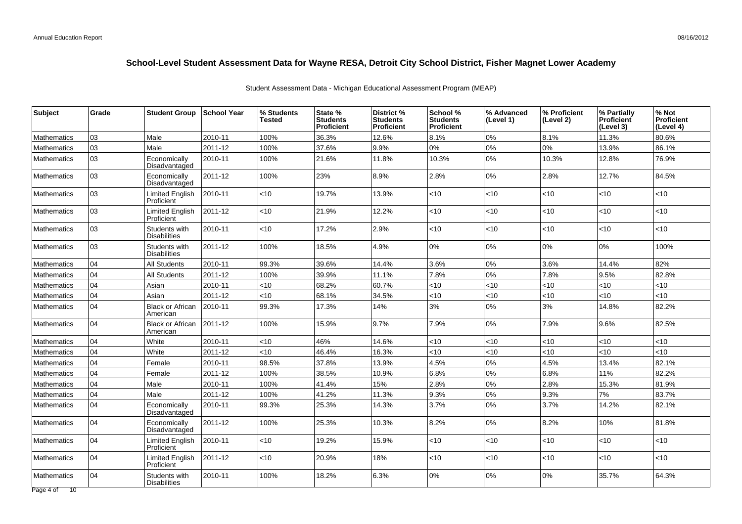# School-Level Student Assessment Data for Wayne RESA, Detroit City School District, Fisher Magnet Lower Academy

Student Assessment Data - Michigan Educational Assessment Program (MEAP)

| Subject | Grade | Student Group | School Year | % Students Tested | State % Students Proficient | District % Students Proficient | School % Students Proficient | % Advanced (Level 1) | % Proficient (Level 2) | % Partially Proficient (Level 3) | % Not Proficient (Level 4) |
|---|---|---|---|---|---|---|---|---|---|---|---|
| Mathematics | 03 | Male | 2010-11 | 100% | 36.3% | 12.6% | 8.1% | 0% | 8.1% | 11.3% | 80.6% |
| Mathematics | 03 | Male | 2011-12 | 100% | 37.6% | 9.9% | 0% | 0% | 0% | 13.9% | 86.1% |
| Mathematics | 03 | Economically Disadvantaged | 2010-11 | 100% | 21.6% | 11.8% | 10.3% | 0% | 10.3% | 12.8% | 76.9% |
| Mathematics | 03 | Economically Disadvantaged | 2011-12 | 100% | 23% | 8.9% | 2.8% | 0% | 2.8% | 12.7% | 84.5% |
| Mathematics | 03 | Limited English Proficient | 2010-11 | <10 | 19.7% | 13.9% | <10 | <10 | <10 | <10 | <10 |
| Mathematics | 03 | Limited English Proficient | 2011-12 | <10 | 21.9% | 12.2% | <10 | <10 | <10 | <10 | <10 |
| Mathematics | 03 | Students with Disabilities | 2010-11 | <10 | 17.2% | 2.9% | <10 | <10 | <10 | <10 | <10 |
| Mathematics | 03 | Students with Disabilities | 2011-12 | 100% | 18.5% | 4.9% | 0% | 0% | 0% | 0% | 100% |
| Mathematics | 04 | All Students | 2010-11 | 99.3% | 39.6% | 14.4% | 3.6% | 0% | 3.6% | 14.4% | 82% |
| Mathematics | 04 | All Students | 2011-12 | 100% | 39.9% | 11.1% | 7.8% | 0% | 7.8% | 9.5% | 82.8% |
| Mathematics | 04 | Asian | 2010-11 | <10 | 68.2% | 60.7% | <10 | <10 | <10 | <10 | <10 |
| Mathematics | 04 | Asian | 2011-12 | <10 | 68.1% | 34.5% | <10 | <10 | <10 | <10 | <10 |
| Mathematics | 04 | Black or African American | 2010-11 | 99.3% | 17.3% | 14% | 3% | 0% | 3% | 14.8% | 82.2% |
| Mathematics | 04 | Black or African American | 2011-12 | 100% | 15.9% | 9.7% | 7.9% | 0% | 7.9% | 9.6% | 82.5% |
| Mathematics | 04 | White | 2010-11 | <10 | 46% | 14.6% | <10 | <10 | <10 | <10 | <10 |
| Mathematics | 04 | White | 2011-12 | <10 | 46.4% | 16.3% | <10 | <10 | <10 | <10 | <10 |
| Mathematics | 04 | Female | 2010-11 | 98.5% | 37.8% | 13.9% | 4.5% | 0% | 4.5% | 13.4% | 82.1% |
| Mathematics | 04 | Female | 2011-12 | 100% | 38.5% | 10.9% | 6.8% | 0% | 6.8% | 11% | 82.2% |
| Mathematics | 04 | Male | 2010-11 | 100% | 41.4% | 15% | 2.8% | 0% | 2.8% | 15.3% | 81.9% |
| Mathematics | 04 | Male | 2011-12 | 100% | 41.2% | 11.3% | 9.3% | 0% | 9.3% | 7% | 83.7% |
| Mathematics | 04 | Economically Disadvantaged | 2010-11 | 99.3% | 25.3% | 14.3% | 3.7% | 0% | 3.7% | 14.2% | 82.1% |
| Mathematics | 04 | Economically Disadvantaged | 2011-12 | 100% | 25.3% | 10.3% | 8.2% | 0% | 8.2% | 10% | 81.8% |
| Mathematics | 04 | Limited English Proficient | 2010-11 | <10 | 19.2% | 15.9% | <10 | <10 | <10 | <10 | <10 |
| Mathematics | 04 | Limited English Proficient | 2011-12 | <10 | 20.9% | 18% | <10 | <10 | <10 | <10 | <10 |
| Mathematics | 04 | Students with Disabilities | 2010-11 | 100% | 18.2% | 6.3% | 0% | 0% | 0% | 35.7% | 64.3% |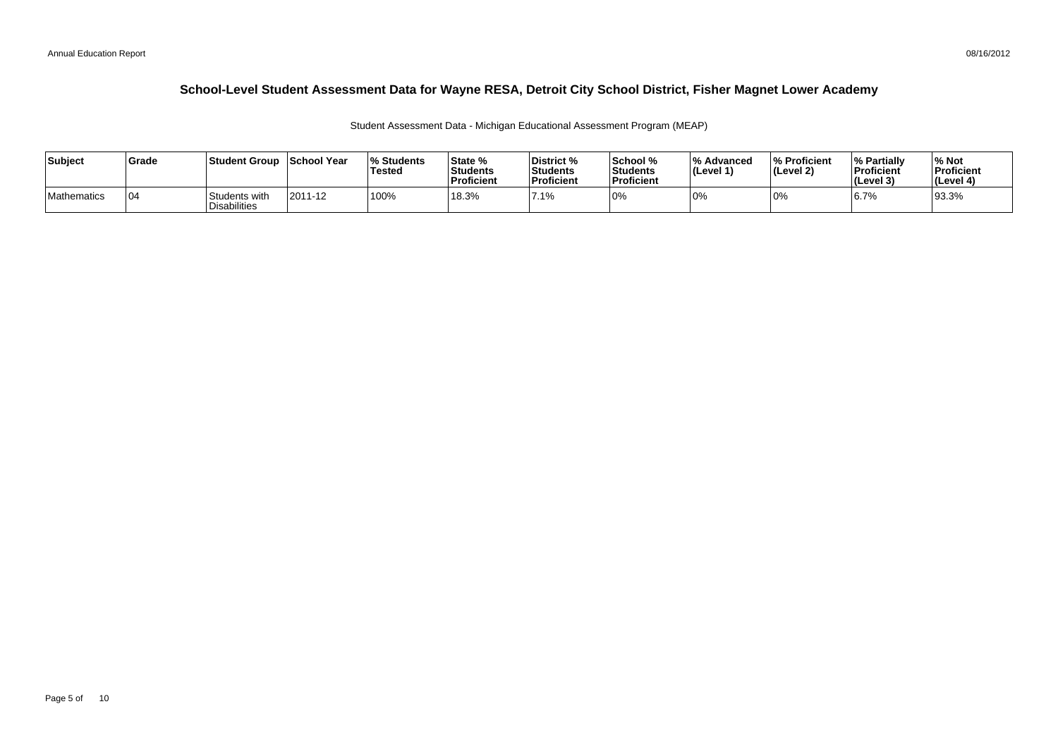## School-Level Student Assessment Data for Wayne RESA, Detroit City School District, Fisher Magnet Lower Academy

Student Assessment Data - Michigan Educational Assessment Program (MEAP)

| Subject | Grade | Student Group | School Year | % Students Tested | State % Students Proficient | District % Students Proficient | School % Students Proficient | % Advanced (Level 1) | % Proficient (Level 2) | % Partially Proficient (Level 3) | % Not Proficient (Level 4) |
|---|---|---|---|---|---|---|---|---|---|---|---|
| Mathematics | 04 | Students with Disabilities | 2011-12 | 100% | 18.3% | 7.1% | 0% | 0% | 0% | 6.7% | 93.3% |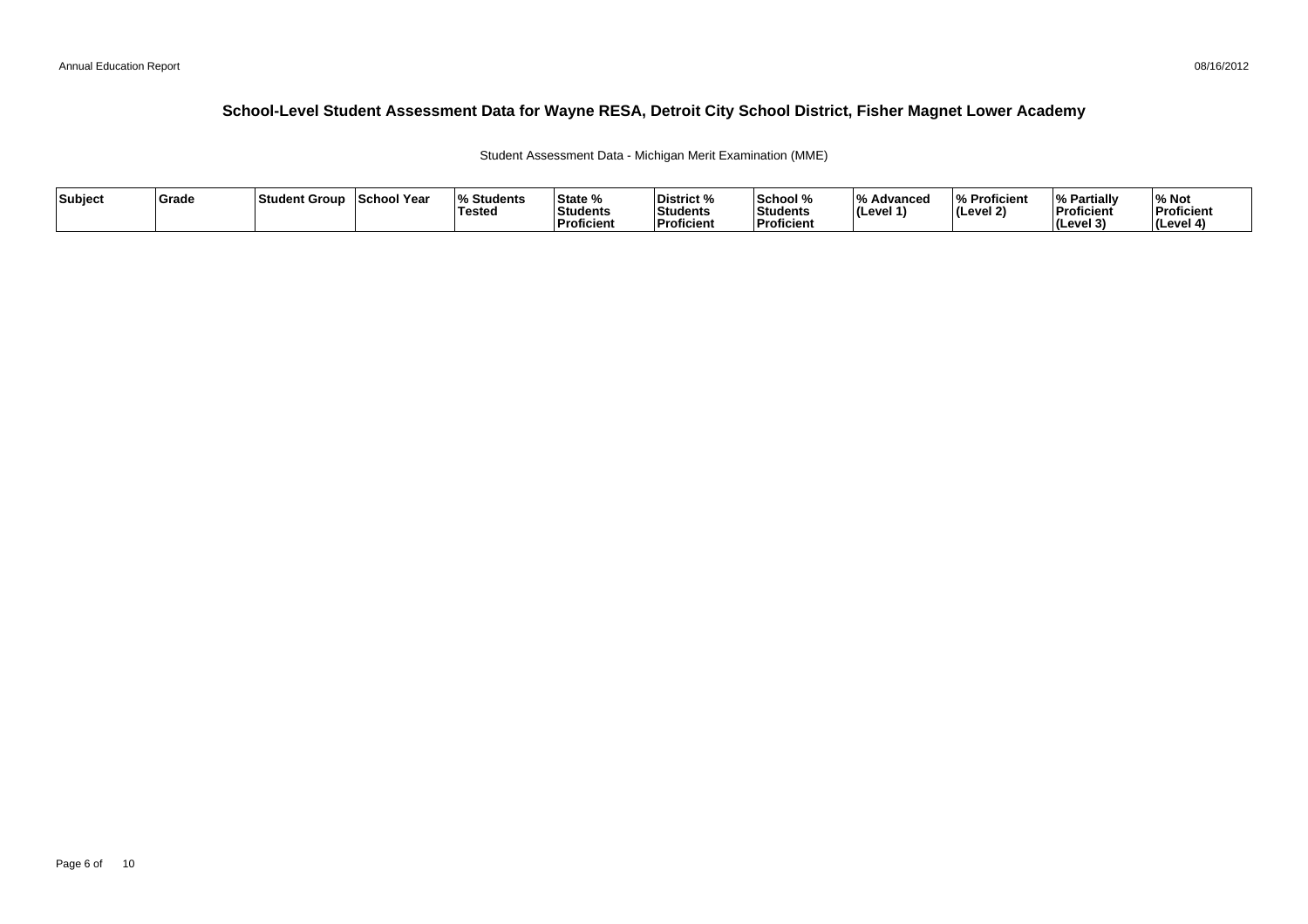## School-Level Student Assessment Data for Wayne RESA, Detroit City School District, Fisher Magnet Lower Academy

Student Assessment Data - Michigan Merit Examination (MME)

| Subject | Grade | Student Group | School Year | % Students Tested | State % Students Proficient | District % Students Proficient | School % Students Proficient | % Advanced (Level 1) | % Proficient (Level 2) | % Partially Proficient (Level 3) | % Not Proficient (Level 4) |
|---|---|---|---|---|---|---|---|---|---|---|---|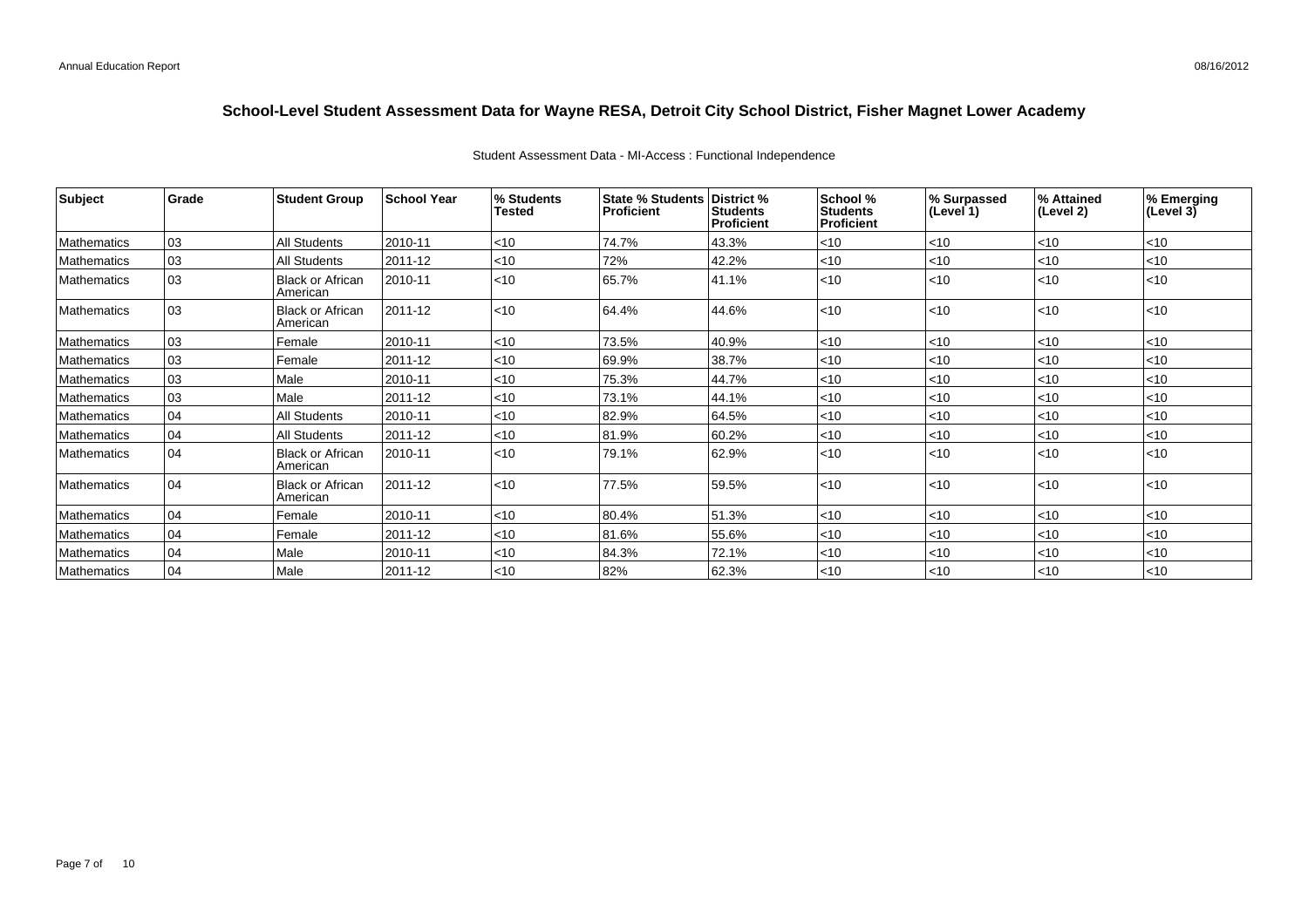# School-Level Student Assessment Data for Wayne RESA, Detroit City School District, Fisher Magnet Lower Academy

Student Assessment Data - MI-Access : Functional Independence

| Subject | Grade | Student Group | School Year | % Students Tested | State % Students Proficient | District % Students Proficient | School % Students Proficient | % Surpassed (Level 1) | % Attained (Level 2) | % Emerging (Level 3) |
|---|---|---|---|---|---|---|---|---|---|---|
| Mathematics | 03 | All Students | 2010-11 | <10 | 74.7% | 43.3% | <10 | <10 | <10 | <10 |
| Mathematics | 03 | All Students | 2011-12 | <10 | 72% | 42.2% | <10 | <10 | <10 | <10 |
| Mathematics | 03 | Black or African American | 2010-11 | <10 | 65.7% | 41.1% | <10 | <10 | <10 | <10 |
| Mathematics | 03 | Black or African American | 2011-12 | <10 | 64.4% | 44.6% | <10 | <10 | <10 | <10 |
| Mathematics | 03 | Female | 2010-11 | <10 | 73.5% | 40.9% | <10 | <10 | <10 | <10 |
| Mathematics | 03 | Female | 2011-12 | <10 | 69.9% | 38.7% | <10 | <10 | <10 | <10 |
| Mathematics | 03 | Male | 2010-11 | <10 | 75.3% | 44.7% | <10 | <10 | <10 | <10 |
| Mathematics | 03 | Male | 2011-12 | <10 | 73.1% | 44.1% | <10 | <10 | <10 | <10 |
| Mathematics | 04 | All Students | 2010-11 | <10 | 82.9% | 64.5% | <10 | <10 | <10 | <10 |
| Mathematics | 04 | All Students | 2011-12 | <10 | 81.9% | 60.2% | <10 | <10 | <10 | <10 |
| Mathematics | 04 | Black or African American | 2010-11 | <10 | 79.1% | 62.9% | <10 | <10 | <10 | <10 |
| Mathematics | 04 | Black or African American | 2011-12 | <10 | 77.5% | 59.5% | <10 | <10 | <10 | <10 |
| Mathematics | 04 | Female | 2010-11 | <10 | 80.4% | 51.3% | <10 | <10 | <10 | <10 |
| Mathematics | 04 | Female | 2011-12 | <10 | 81.6% | 55.6% | <10 | <10 | <10 | <10 |
| Mathematics | 04 | Male | 2010-11 | <10 | 84.3% | 72.1% | <10 | <10 | <10 | <10 |
| Mathematics | 04 | Male | 2011-12 | <10 | 82% | 62.3% | <10 | <10 | <10 | <10 |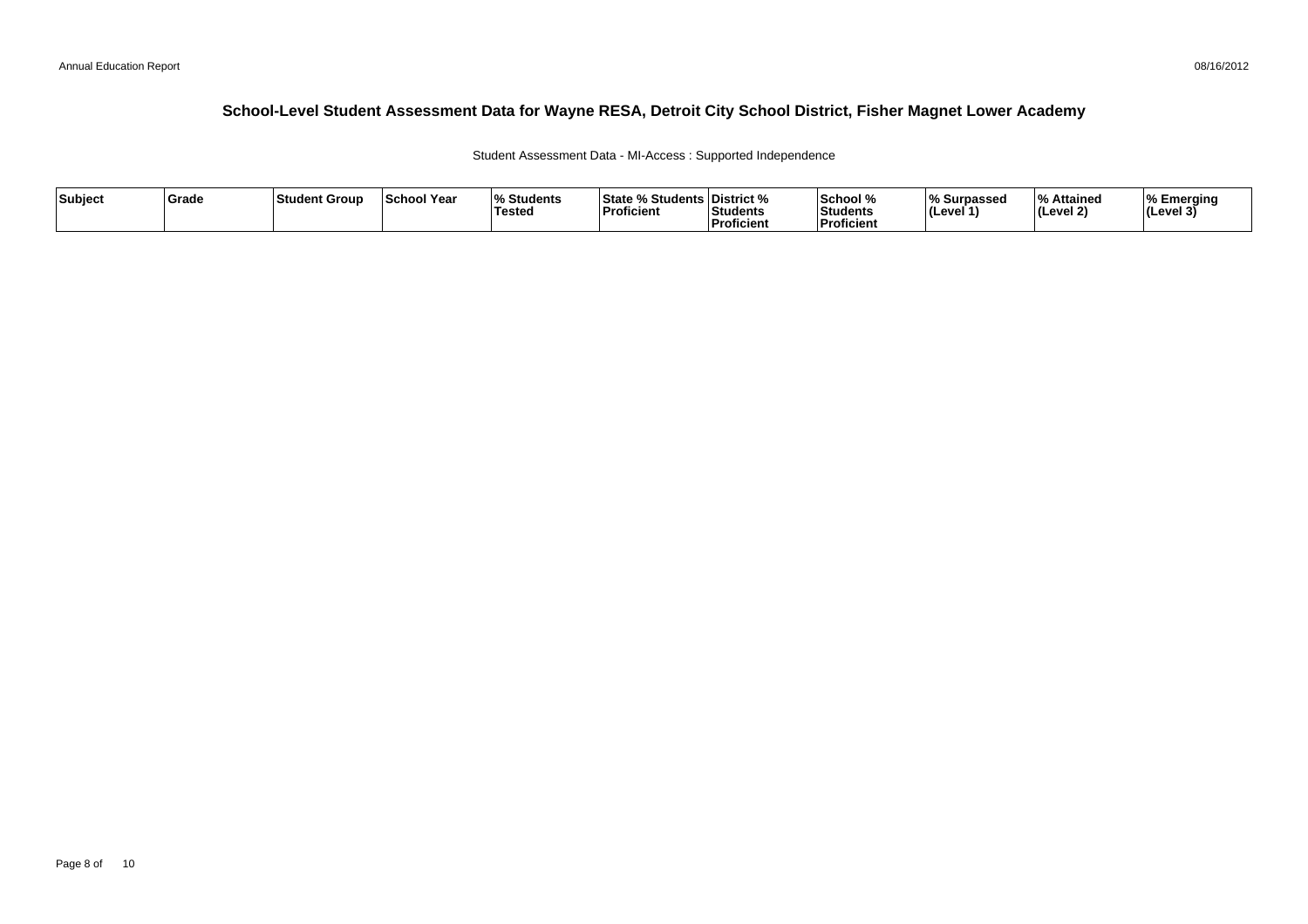## School-Level Student Assessment Data for Wayne RESA, Detroit City School District, Fisher Magnet Lower Academy

Student Assessment Data - MI-Access : Supported Independence

| Subject | Grade | Student Group | School Year | % Students Tested | State % Students Proficient | District % Students Proficient | School % Students Proficient | % Surpassed (Level 1) | % Attained (Level 2) | % Emerging (Level 3) |
|---|---|---|---|---|---|---|---|---|---|---|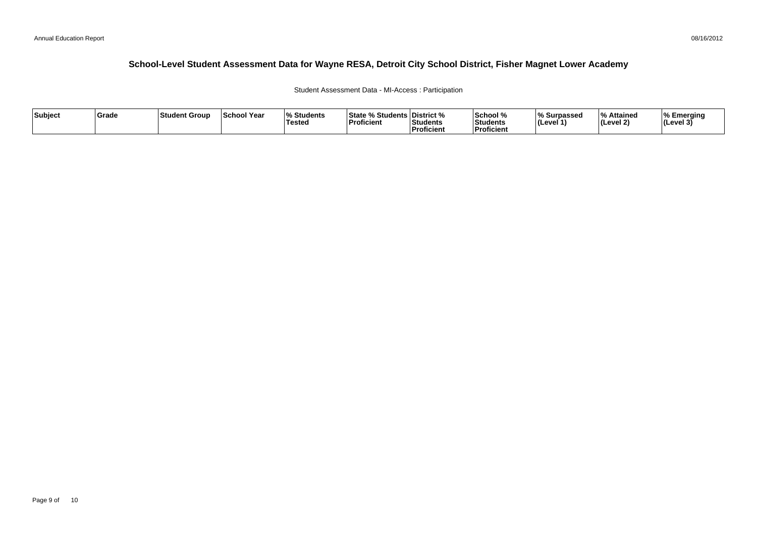## School-Level Student Assessment Data for Wayne RESA, Detroit City School District, Fisher Magnet Lower Academy

Student Assessment Data - MI-Access : Participation

| Subject | Grade | Student Group | School Year | % Students Tested | State % Students Proficient | District % Students Proficient | School % Students Proficient | % Surpassed (Level 1) | % Attained (Level 2) | % Emerging (Level 3) |
|---|---|---|---|---|---|---|---|---|---|---|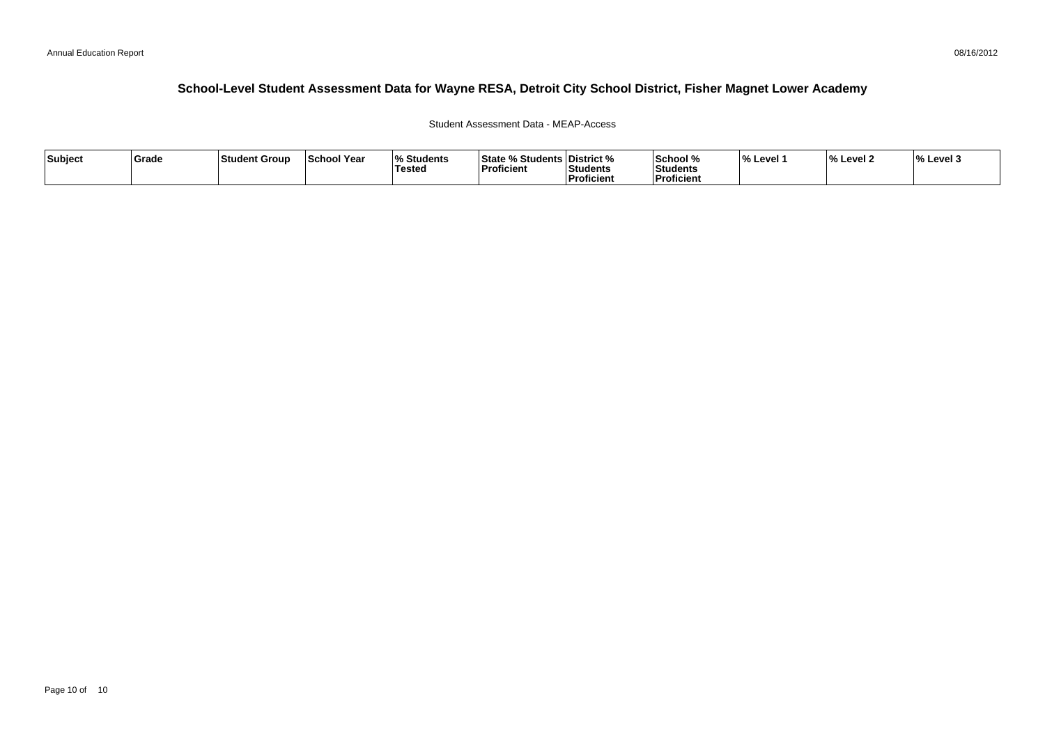## School-Level Student Assessment Data for Wayne RESA, Detroit City School District, Fisher Magnet Lower Academy

Student Assessment Data - MEAP-Access

| Subject | Grade | Student Group | School Year | % Students Tested | State % Students Proficient | District % Students Proficient | School % Students Proficient | % Level 1 | % Level 2 | % Level 3 |
|---|---|---|---|---|---|---|---|---|---|---|